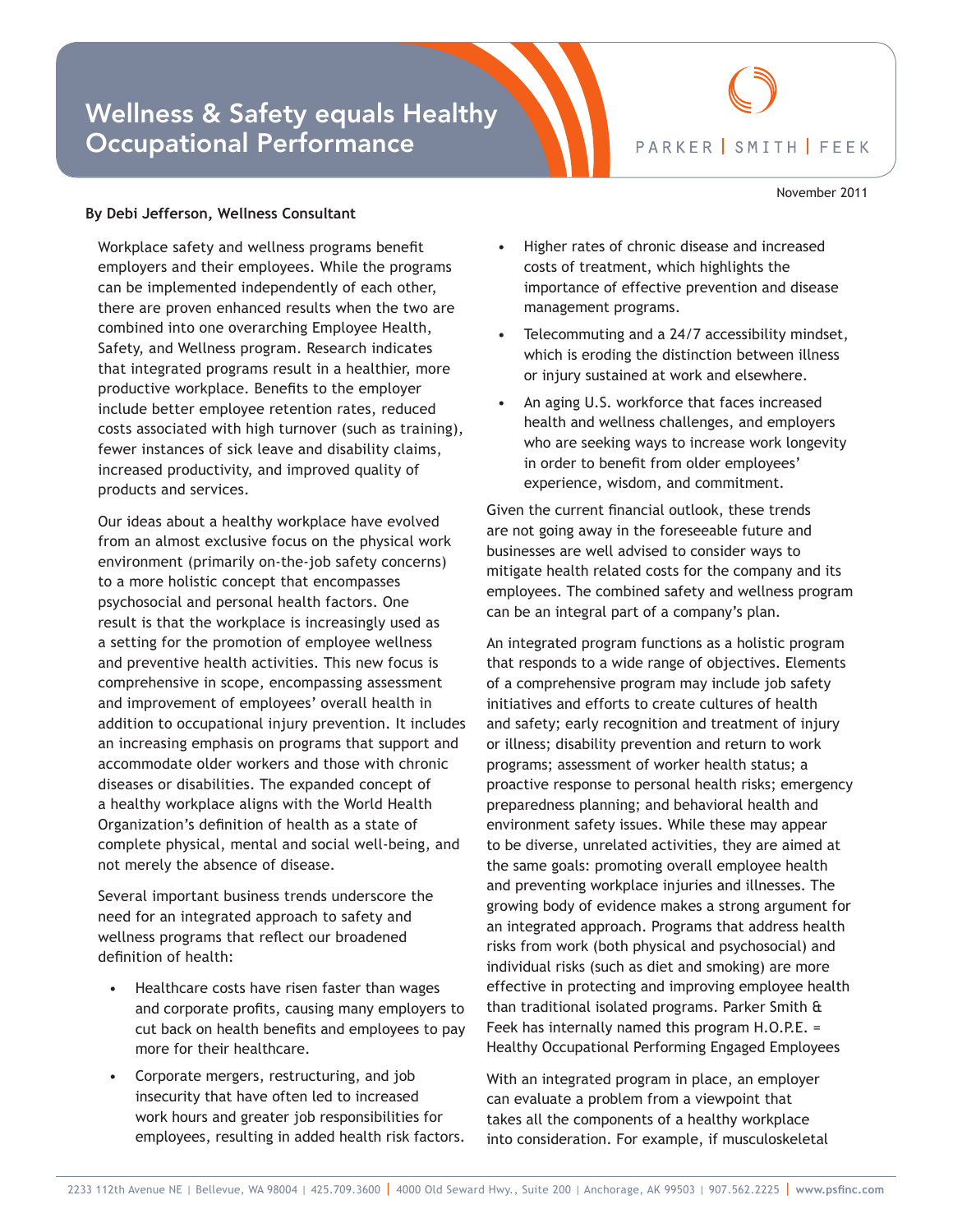# Wellness & Safety equals Healthy Occupational Performance

PARKER | SMITH | FEEK

November 2011

**By Debi Jefferson, Wellness Consultant**

Workplace safety and wellness programs benefit employers and their employees. While the programs can be implemented independently of each other, there are proven enhanced results when the two are combined into one overarching Employee Health, Safety, and Wellness program. Research indicates that integrated programs result in a healthier, more productive workplace. Benefits to the employer include better employee retention rates, reduced costs associated with high turnover (such as training), fewer instances of sick leave and disability claims, increased productivity, and improved quality of products and services.

Our ideas about a healthy workplace have evolved from an almost exclusive focus on the physical work environment (primarily on-the-job safety concerns) to a more holistic concept that encompasses psychosocial and personal health factors. One result is that the workplace is increasingly used as a setting for the promotion of employee wellness and preventive health activities. This new focus is comprehensive in scope, encompassing assessment and improvement of employees' overall health in addition to occupational injury prevention. It includes an increasing emphasis on programs that support and accommodate older workers and those with chronic diseases or disabilities. The expanded concept of a healthy workplace aligns with the World Health Organization's definition of health as a state of complete physical, mental and social well-being, and not merely the absence of disease.

Several important business trends underscore the need for an integrated approach to safety and wellness programs that reflect our broadened definition of health:

- Healthcare costs have risen faster than wages and corporate profits, causing many employers to cut back on health benefits and employees to pay more for their healthcare.
- Corporate mergers, restructuring, and job insecurity that have often led to increased work hours and greater job responsibilities for employees, resulting in added health risk factors.
- Higher rates of chronic disease and increased costs of treatment, which highlights the importance of effective prevention and disease management programs.
- Telecommuting and a 24/7 accessibility mindset, which is eroding the distinction between illness or injury sustained at work and elsewhere.
- An aging U.S. workforce that faces increased health and wellness challenges, and employers who are seeking ways to increase work longevity in order to benefit from older employees' experience, wisdom, and commitment.

Given the current financial outlook, these trends are not going away in the foreseeable future and businesses are well advised to consider ways to mitigate health related costs for the company and its employees. The combined safety and wellness program can be an integral part of a company's plan.

An integrated program functions as a holistic program that responds to a wide range of objectives. Elements of a comprehensive program may include job safety initiatives and efforts to create cultures of health and safety; early recognition and treatment of injury or illness; disability prevention and return to work programs; assessment of worker health status; a proactive response to personal health risks; emergency preparedness planning; and behavioral health and environment safety issues. While these may appear to be diverse, unrelated activities, they are aimed at the same goals: promoting overall employee health and preventing workplace injuries and illnesses. The growing body of evidence makes a strong argument for an integrated approach. Programs that address health risks from work (both physical and psychosocial) and individual risks (such as diet and smoking) are more effective in protecting and improving employee health than traditional isolated programs. Parker Smith & Feek has internally named this program H.O.P.E. = Healthy Occupational Performing Engaged Employees

With an integrated program in place, an employer can evaluate a problem from a viewpoint that takes all the components of a healthy workplace into consideration. For example, if musculoskeletal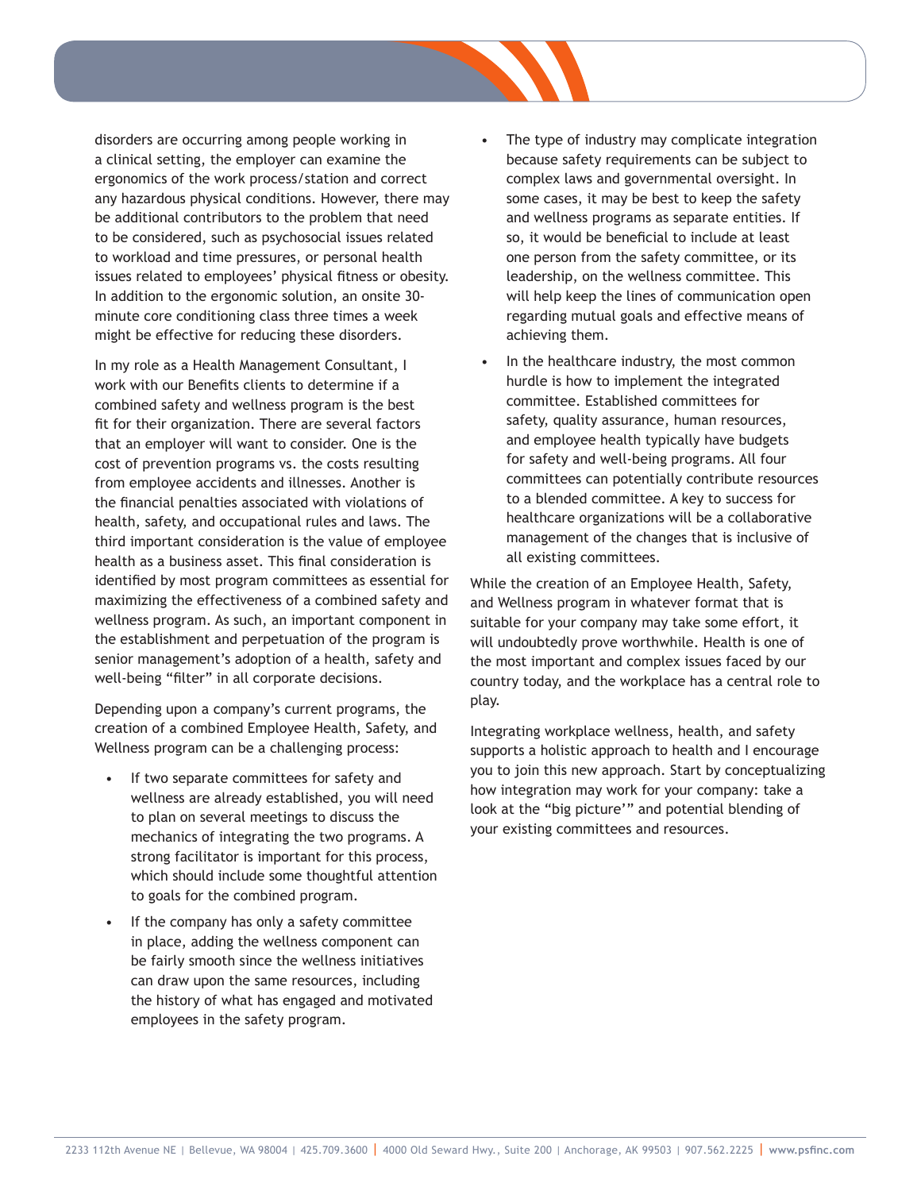disorders are occurring among people working in a clinical setting, the employer can examine the ergonomics of the work process/station and correct any hazardous physical conditions. However, there may be additional contributors to the problem that need to be considered, such as psychosocial issues related to workload and time pressures, or personal health issues related to employees' physical fitness or obesity. In addition to the ergonomic solution, an onsite 30-minute core conditioning class three times a week might be effective for reducing these disorders.

In my role as a Health Management Consultant, I work with our Benefits clients to determine if a combined safety and wellness program is the best fit for their organization. There are several factors that an employer will want to consider. One is the cost of prevention programs vs. the costs resulting from employee accidents and illnesses. Another is the financial penalties associated with violations of health, safety, and occupational rules and laws. The third important consideration is the value of employee health as a business asset. This final consideration is identified by most program committees as essential for maximizing the effectiveness of a combined safety and wellness program. As such, an important component in the establishment and perpetuation of the program is senior management's adoption of a health, safety and well-being "filter" in all corporate decisions.

Depending upon a company's current programs, the creation of a combined Employee Health, Safety, and Wellness program can be a challenging process:

- If two separate committees for safety and wellness are already established, you will need to plan on several meetings to discuss the mechanics of integrating the two programs. A strong facilitator is important for this process, which should include some thoughtful attention to goals for the combined program.
- If the company has only a safety committee in place, adding the wellness component can be fairly smooth since the wellness initiatives can draw upon the same resources, including the history of what has engaged and motivated employees in the safety program.
- The type of industry may complicate integration because safety requirements can be subject to complex laws and governmental oversight. In some cases, it may be best to keep the safety and wellness programs as separate entities. If so, it would be beneficial to include at least one person from the safety committee, or its leadership, on the wellness committee. This will help keep the lines of communication open regarding mutual goals and effective means of achieving them.
- In the healthcare industry, the most common hurdle is how to implement the integrated committee. Established committees for safety, quality assurance, human resources, and employee health typically have budgets for safety and well-being programs. All four committees can potentially contribute resources to a blended committee. A key to success for healthcare organizations will be a collaborative management of the changes that is inclusive of all existing committees.

While the creation of an Employee Health, Safety, and Wellness program in whatever format that is suitable for your company may take some effort, it will undoubtedly prove worthwhile. Health is one of the most important and complex issues faced by our country today, and the workplace has a central role to play.

Integrating workplace wellness, health, and safety supports a holistic approach to health and I encourage you to join this new approach. Start by conceptualizing how integration may work for your company: take a look at the "big picture'" and potential blending of your existing committees and resources.